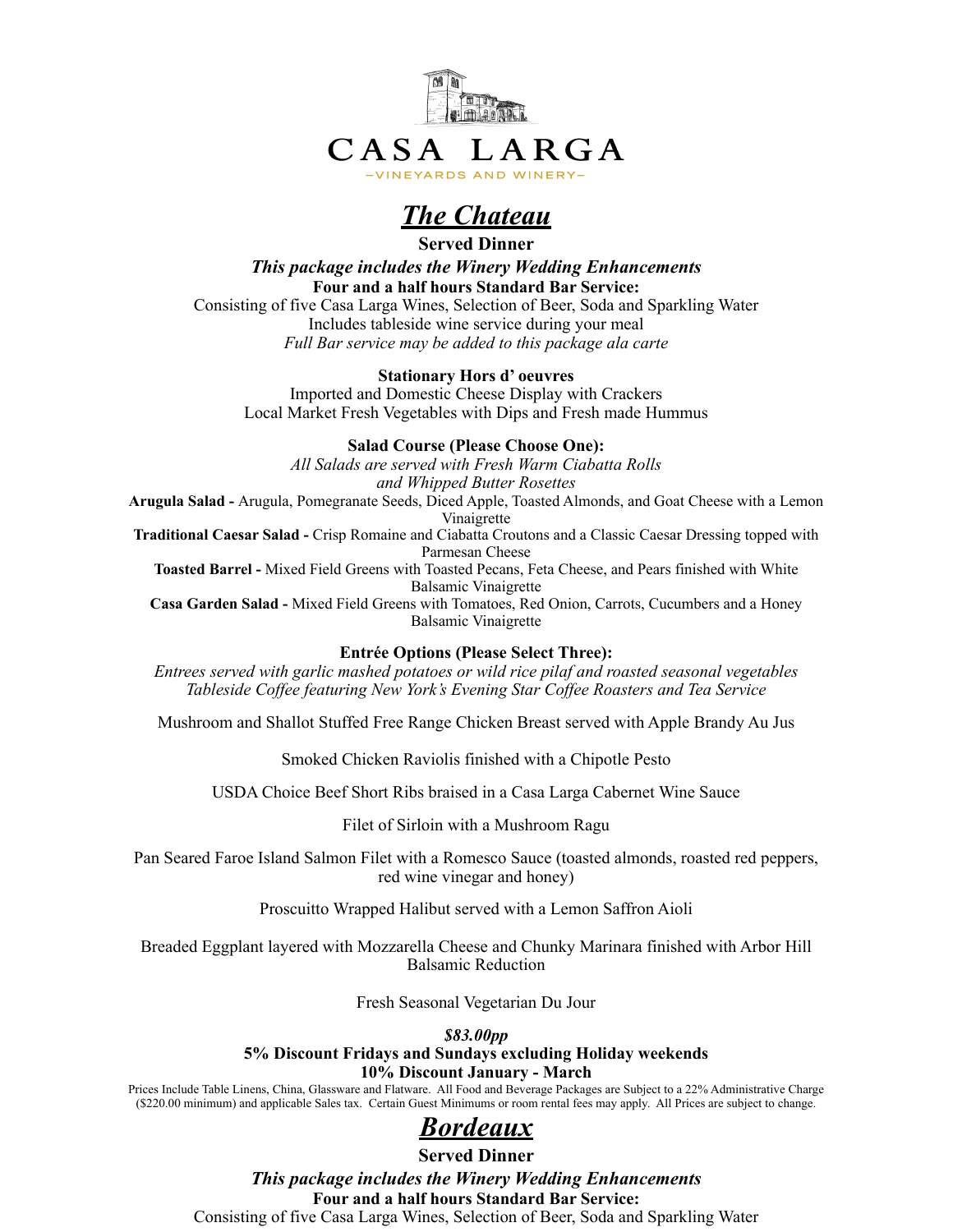# CASA LARGA

–VINEYARDS AND WINERY–

## *The Chateau*

**Served Dinner**

***This package includes the Winery Wedding Enhancements***

**Four and a half hours Standard Bar Service:**

Consisting of five Casa Larga Wines, Selection of Beer, Soda and Sparkling Water

Includes tableside wine service during your meal

*Full Bar service may be added to this package ala carte*

**Stationary Hors d' oeuvres**

Imported and Domestic Cheese Display with Crackers

Local Market Fresh Vegetables with Dips and Fresh made Hummus

**Salad Course (Please Choose One):**

*All Salads are served with Fresh Warm Ciabatta Rolls and Whipped Butter Rosettes*

**Arugula Salad -** Arugula, Pomegranate Seeds, Diced Apple, Toasted Almonds, and Goat Cheese with a Lemon Vinaigrette

**Traditional Caesar Salad -** Crisp Romaine and Ciabatta Croutons and a Classic Caesar Dressing topped with Parmesan Cheese

**Toasted Barrel -** Mixed Field Greens with Toasted Pecans, Feta Cheese, and Pears finished with White Balsamic Vinaigrette

**Casa Garden Salad -** Mixed Field Greens with Tomatoes, Red Onion, Carrots, Cucumbers and a Honey Balsamic Vinaigrette

**Entrée Options (Please Select Three):**

*Entrees served with garlic mashed potatoes or wild rice pilaf and roasted seasonal vegetables*

*Tableside Coffee featuring New York's Evening Star Coffee Roasters and Tea Service*

Mushroom and Shallot Stuffed Free Range Chicken Breast served with Apple Brandy Au Jus

Smoked Chicken Raviolis finished with a Chipotle Pesto

USDA Choice Beef Short Ribs braised in a Casa Larga Cabernet Wine Sauce

Filet of Sirloin with a Mushroom Ragu

Pan Seared Faroe Island Salmon Filet with a Romesco Sauce (toasted almonds, roasted red peppers, red wine vinegar and honey)

Proscuitto Wrapped Halibut served with a Lemon Saffron Aioli

Breaded Eggplant layered with Mozzarella Cheese and Chunky Marinara finished with Arbor Hill Balsamic Reduction

Fresh Seasonal Vegetarian Du Jour

***$83.00pp***

**5% Discount Fridays and Sundays excluding Holiday weekends**

**10% Discount January - March**

Prices Include Table Linens, China, Glassware and Flatware. All Food and Beverage Packages are Subject to a 22% Administrative Charge ($220.00 minimum) and applicable Sales tax. Certain Guest Minimums or room rental fees may apply. All Prices are subject to change.

## *Bordeaux*

**Served Dinner**

***This package includes the Winery Wedding Enhancements***

**Four and a half hours Standard Bar Service:**

Consisting of five Casa Larga Wines, Selection of Beer, Soda and Sparkling Water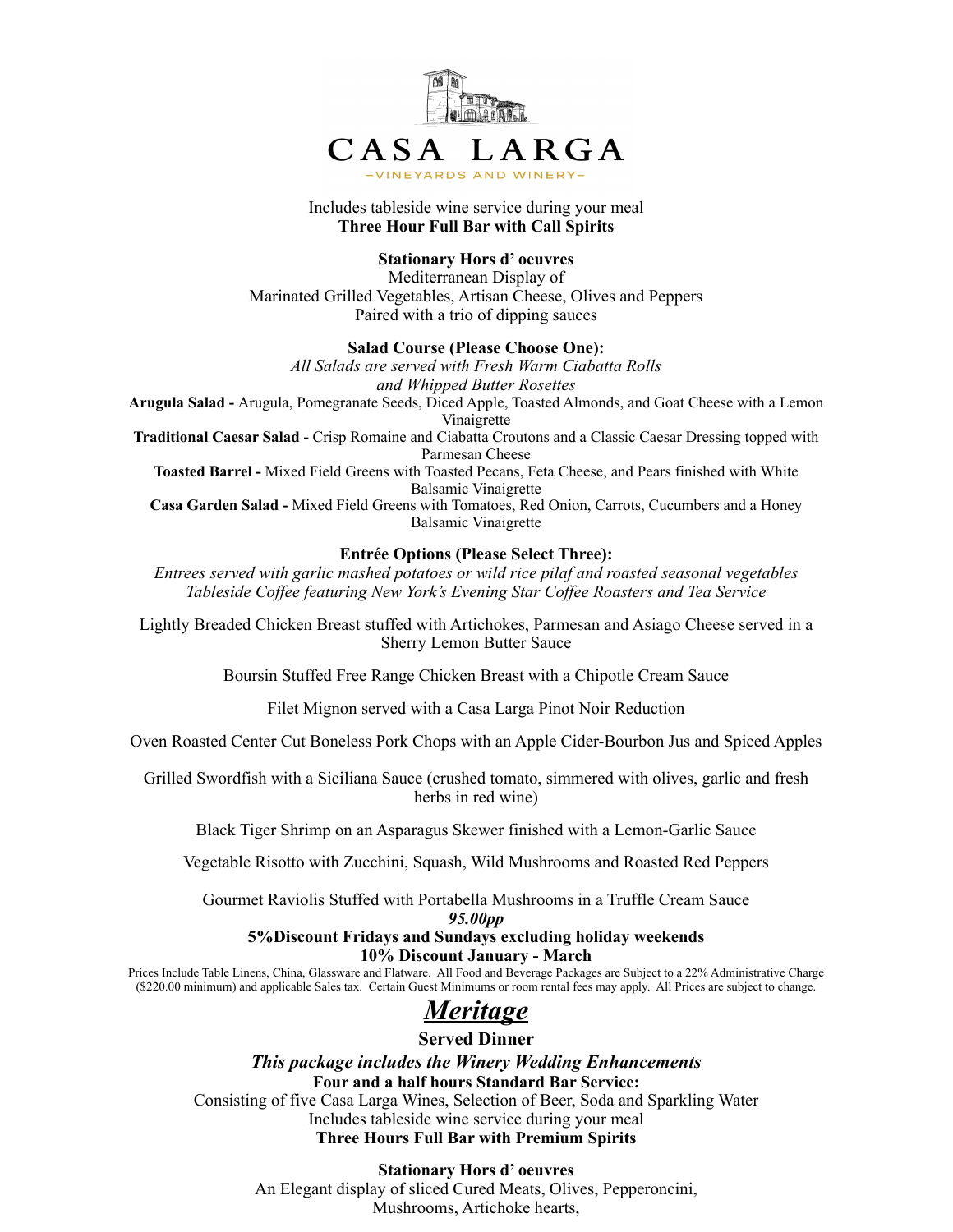# CASA LARGA

—VINEYARDS AND WINERY—

Includes tableside wine service during your meal
**Three Hour Full Bar with Call Spirits**

**Stationary Hors d' oeuvres**
Mediterranean Display of
Marinated Grilled Vegetables, Artisan Cheese, Olives and Peppers
Paired with a trio of dipping sauces

**Salad Course (Please Choose One):**
*All Salads are served with Fresh Warm Ciabatta Rolls and Whipped Butter Rosettes*

**Arugula Salad -** Arugula, Pomegranate Seeds, Diced Apple, Toasted Almonds, and Goat Cheese with a Lemon Vinaigrette

**Traditional Caesar Salad -** Crisp Romaine and Ciabatta Croutons and a Classic Caesar Dressing topped with Parmesan Cheese

**Toasted Barrel -** Mixed Field Greens with Toasted Pecans, Feta Cheese, and Pears finished with White Balsamic Vinaigrette

**Casa Garden Salad -** Mixed Field Greens with Tomatoes, Red Onion, Carrots, Cucumbers and a Honey Balsamic Vinaigrette

**Entrée Options (Please Select Three):**
*Entrees served with garlic mashed potatoes or wild rice pilaf and roasted seasonal vegetables*
*Tableside Coffee featuring New York's Evening Star Coffee Roasters and Tea Service*

Lightly Breaded Chicken Breast stuffed with Artichokes, Parmesan and Asiago Cheese served in a Sherry Lemon Butter Sauce

Boursin Stuffed Free Range Chicken Breast with a Chipotle Cream Sauce

Filet Mignon served with a Casa Larga Pinot Noir Reduction

Oven Roasted Center Cut Boneless Pork Chops with an Apple Cider-Bourbon Jus and Spiced Apples

Grilled Swordfish with a Siciliana Sauce (crushed tomato, simmered with olives, garlic and fresh herbs in red wine)

Black Tiger Shrimp on an Asparagus Skewer finished with a Lemon-Garlic Sauce

Vegetable Risotto with Zucchini, Squash, Wild Mushrooms and Roasted Red Peppers

Gourmet Raviolis Stuffed with Portabella Mushrooms in a Truffle Cream Sauce

***95.00pp***

**5%Discount Fridays and Sundays excluding holiday weekends**
**10% Discount January - March**

Prices Include Table Linens, China, Glassware and Flatware. All Food and Beverage Packages are Subject to a 22% Administrative Charge ($220.00 minimum) and applicable Sales tax. Certain Guest Minimums or room rental fees may apply. All Prices are subject to change.

# *Meritage*

**Served Dinner**

***This package includes the Winery Wedding Enhancements***
**Four and a half hours Standard Bar Service:**
Consisting of five Casa Larga Wines, Selection of Beer, Soda and Sparkling Water
Includes tableside wine service during your meal
**Three Hours Full Bar with Premium Spirits**

**Stationary Hors d' oeuvres**
An Elegant display of sliced Cured Meats, Olives, Pepperoncini,
Mushrooms, Artichoke hearts,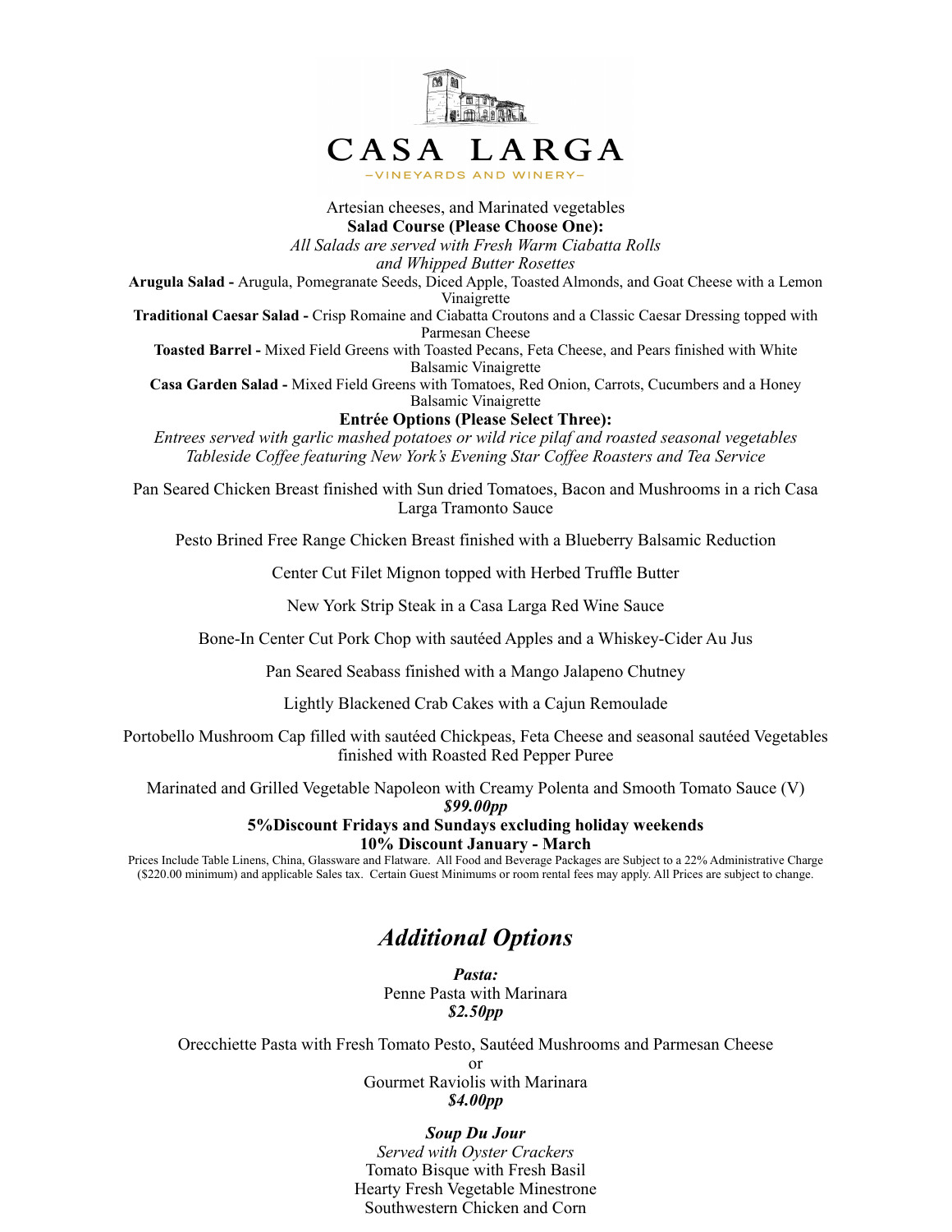CASA LARGA

—VINEYARDS AND WINERY—

Artesian cheeses, and Marinated vegetables

**Salad Course (Please Choose One):**

*All Salads are served with Fresh Warm Ciabatta Rolls and Whipped Butter Rosettes*

**Arugula Salad -** Arugula, Pomegranate Seeds, Diced Apple, Toasted Almonds, and Goat Cheese with a Lemon Vinaigrette

**Traditional Caesar Salad -** Crisp Romaine and Ciabatta Croutons and a Classic Caesar Dressing topped with Parmesan Cheese

**Toasted Barrel -** Mixed Field Greens with Toasted Pecans, Feta Cheese, and Pears finished with White Balsamic Vinaigrette

**Casa Garden Salad -** Mixed Field Greens with Tomatoes, Red Onion, Carrots, Cucumbers and a Honey Balsamic Vinaigrette

**Entrée Options (Please Select Three):**

*Entrees served with garlic mashed potatoes or wild rice pilaf and roasted seasonal vegetables*
*Tableside Coffee featuring New York's Evening Star Coffee Roasters and Tea Service*

Pan Seared Chicken Breast finished with Sun dried Tomatoes, Bacon and Mushrooms in a rich Casa Larga Tramonto Sauce

Pesto Brined Free Range Chicken Breast finished with a Blueberry Balsamic Reduction

Center Cut Filet Mignon topped with Herbed Truffle Butter

New York Strip Steak in a Casa Larga Red Wine Sauce

Bone-In Center Cut Pork Chop with sautéed Apples and a Whiskey-Cider Au Jus

Pan Seared Seabass finished with a Mango Jalapeno Chutney

Lightly Blackened Crab Cakes with a Cajun Remoulade

Portobello Mushroom Cap filled with sautéed Chickpeas, Feta Cheese and seasonal sautéed Vegetables finished with Roasted Red Pepper Puree

Marinated and Grilled Vegetable Napoleon with Creamy Polenta and Smooth Tomato Sauce (V)

***$99.00pp***

**5%Discount Fridays and Sundays excluding holiday weekends**

**10% Discount January - March**

Prices Include Table Linens, China, Glassware and Flatware. All Food and Beverage Packages are Subject to a 22% Administrative Charge ($220.00 minimum) and applicable Sales tax. Certain Guest Minimums or room rental fees may apply. All Prices are subject to change.

## *Additional Options*

***Pasta:***

Penne Pasta with Marinara

***$2.50pp***

Orecchiette Pasta with Fresh Tomato Pesto, Sautéed Mushrooms and Parmesan Cheese

or

Gourmet Raviolis with Marinara

***$4.00pp***

***Soup Du Jour***

*Served with Oyster Crackers*

Tomato Bisque with Fresh Basil

Hearty Fresh Vegetable Minestrone

Southwestern Chicken and Corn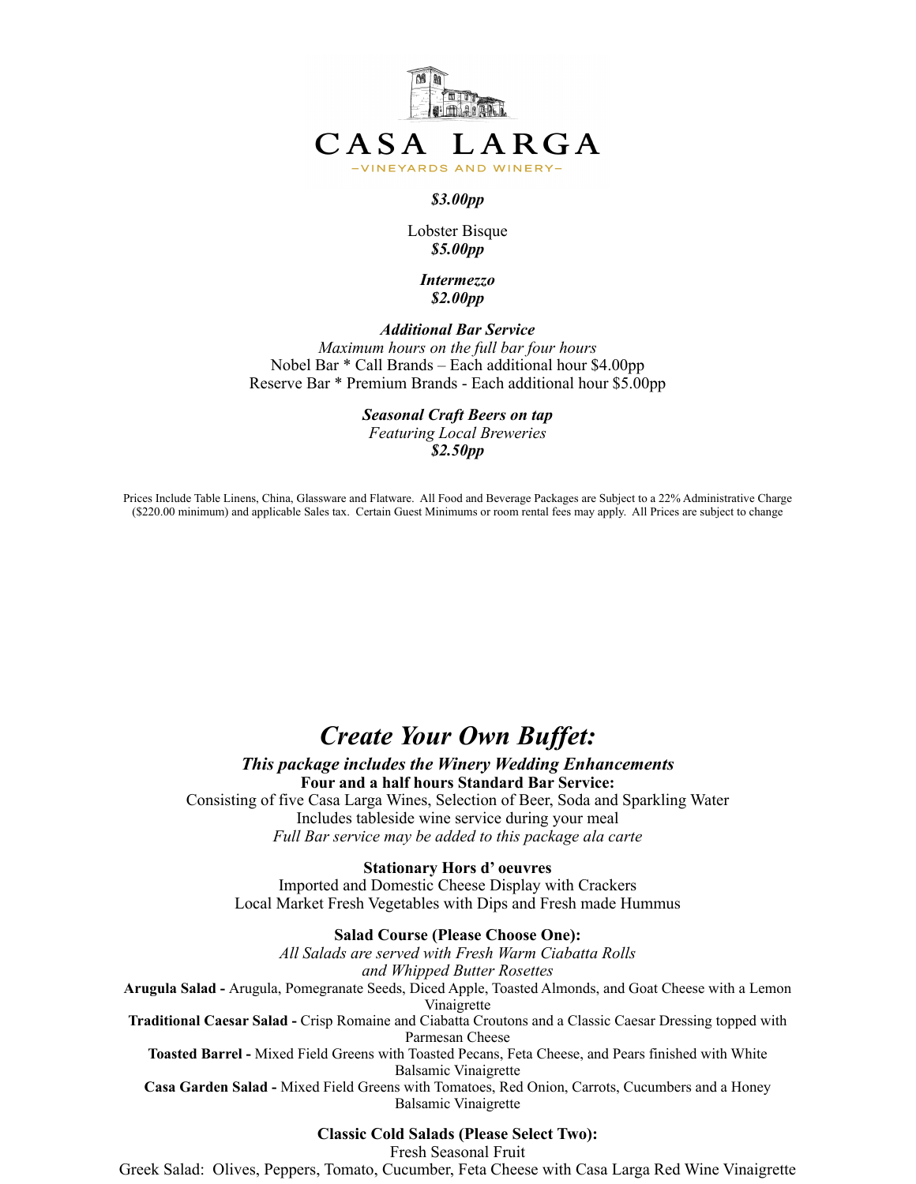# CASA LARGA

—VINEYARDS AND WINERY—

***$3.00pp***

Lobster Bisque
***$5.00pp***

***Intermezzo***
***$2.00pp***

***Additional Bar Service***
*Maximum hours on the full bar four hours*
Nobel Bar * Call Brands – Each additional hour $4.00pp
Reserve Bar * Premium Brands - Each additional hour $5.00pp

***Seasonal Craft Beers on tap***
*Featuring Local Breweries*
***$2.50pp***

Prices Include Table Linens, China, Glassware and Flatware. All Food and Beverage Packages are Subject to a 22% Administrative Charge ($220.00 minimum) and applicable Sales tax. Certain Guest Minimums or room rental fees may apply. All Prices are subject to change

## *Create Your Own Buffet:*

***This package includes the Winery Wedding Enhancements***
**Four and a half hours Standard Bar Service:**
Consisting of five Casa Larga Wines, Selection of Beer, Soda and Sparkling Water
Includes tableside wine service during your meal
*Full Bar service may be added to this package ala carte*

**Stationary Hors d' oeuvres**
Imported and Domestic Cheese Display with Crackers
Local Market Fresh Vegetables with Dips and Fresh made Hummus

**Salad Course (Please Choose One):**
*All Salads are served with Fresh Warm Ciabatta Rolls and Whipped Butter Rosettes*

**Arugula Salad -** Arugula, Pomegranate Seeds, Diced Apple, Toasted Almonds, and Goat Cheese with a Lemon Vinaigrette

**Traditional Caesar Salad -** Crisp Romaine and Ciabatta Croutons and a Classic Caesar Dressing topped with Parmesan Cheese

**Toasted Barrel -** Mixed Field Greens with Toasted Pecans, Feta Cheese, and Pears finished with White Balsamic Vinaigrette

**Casa Garden Salad -** Mixed Field Greens with Tomatoes, Red Onion, Carrots, Cucumbers and a Honey Balsamic Vinaigrette

**Classic Cold Salads (Please Select Two):**
Fresh Seasonal Fruit
Greek Salad: Olives, Peppers, Tomato, Cucumber, Feta Cheese with Casa Larga Red Wine Vinaigrette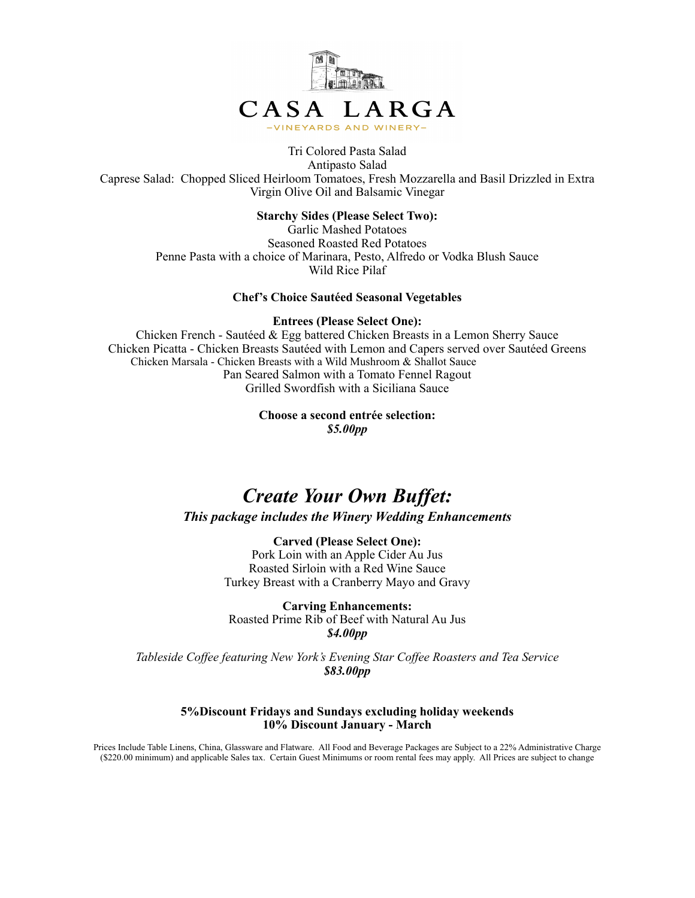CASA LARGA
—VINEYARDS AND WINERY—

Tri Colored Pasta Salad
Antipasto Salad
Caprese Salad: Chopped Sliced Heirloom Tomatoes, Fresh Mozzarella and Basil Drizzled in Extra Virgin Olive Oil and Balsamic Vinegar

**Starchy Sides (Please Select Two):**
Garlic Mashed Potatoes
Seasoned Roasted Red Potatoes
Penne Pasta with a choice of Marinara, Pesto, Alfredo or Vodka Blush Sauce
Wild Rice Pilaf

**Chef's Choice Sautéed Seasonal Vegetables**

**Entrees (Please Select One):**
Chicken French - Sautéed & Egg battered Chicken Breasts in a Lemon Sherry Sauce
Chicken Picatta - Chicken Breasts Sautéed with Lemon and Capers served over Sautéed Greens
Chicken Marsala - Chicken Breasts with a Wild Mushroom & Shallot Sauce
Pan Seared Salmon with a Tomato Fennel Ragout
Grilled Swordfish with a Siciliana Sauce

**Choose a second entrée selection:**
***$5.00pp***

## *Create Your Own Buffet:*

***This package includes the Winery Wedding Enhancements***

**Carved (Please Select One):**
Pork Loin with an Apple Cider Au Jus
Roasted Sirloin with a Red Wine Sauce
Turkey Breast with a Cranberry Mayo and Gravy

**Carving Enhancements:**
Roasted Prime Rib of Beef with Natural Au Jus
***$4.00pp***

*Tableside Coffee featuring New York's Evening Star Coffee Roasters and Tea Service*
***$83.00pp***

**5%Discount Fridays and Sundays excluding holiday weekends**
**10% Discount January - March**

Prices Include Table Linens, China, Glassware and Flatware. All Food and Beverage Packages are Subject to a 22% Administrative Charge ($220.00 minimum) and applicable Sales tax. Certain Guest Minimums or room rental fees may apply. All Prices are subject to change